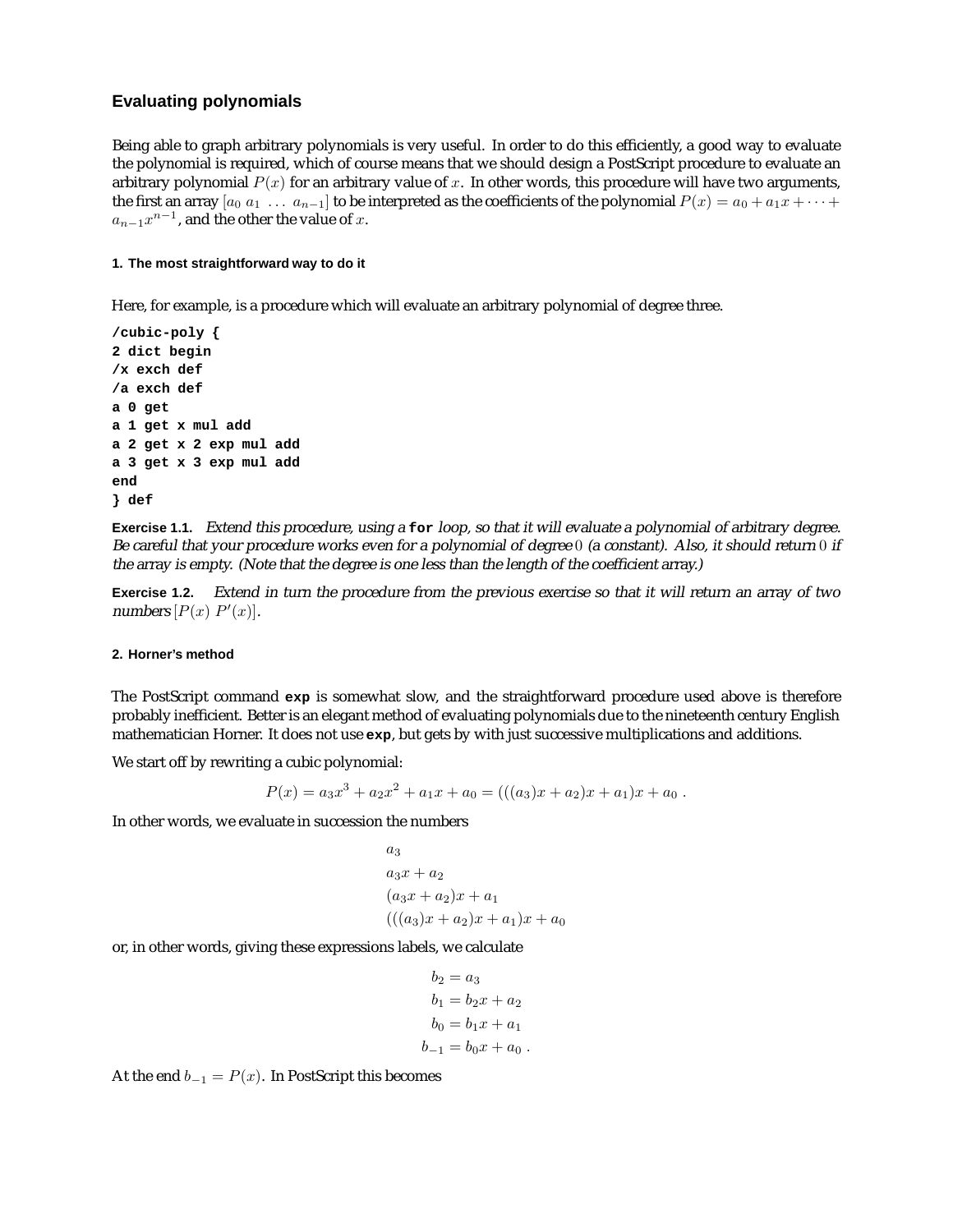## Evaluating polynomials

Being able to graph arbitrary polynomials is very useful. In order to do this efficiently, a good way to evaluate the polynomial is required, which of course means that we should design a PostScript procedure to evaluate an arbitrary polynomial $P(x)$ for an arbitrary value of $x$. In other words, this procedure will have two arguments, the first an array $[a_0\ a_1\ \ldots\ a_{n-1}]$ to be interpreted as the coefficients of the polynomial $P(x) = a_0 + a_1 x + \cdots + a_{n-1}x^{n-1}$, and the other the value of $x$.

#### 1. The most straightforward way to do it

Here, for example, is a procedure which will evaluate an arbitrary polynomial of degree three.

```
/cubic-poly {
2 dict begin
/x exch def
/a exch def
a 0 get
a 1 get x mul add
a 2 get x 2 exp mul add
a 3 get x 3 exp mul add
end
} def
```

**Exercise 1.1.** *Extend this procedure, using a* **for** *loop, so that it will evaluate a polynomial of arbitrary degree. Be careful that your procedure works even for a polynomial of degree* $0$ *(a constant). Also, it should return* $0$ *if the array is empty. (Note that the degree is one less than the length of the coefficient array.)*

**Exercise 1.2.** *Extend in turn the procedure from the previous exercise so that it will return an array of two numbers* $[P(x)\ P'(x)]$.

#### 2. Horner's method

The PostScript command **exp** is somewhat slow, and the straightforward procedure used above is therefore probably inefficient. Better is an elegant method of evaluating polynomials due to the nineteenth century English mathematician Horner. It does not use **exp**, but gets by with just successive multiplications and additions.

We start off by rewriting a cubic polynomial:

$$P(x) = a_3x^3 + a_2x^2 + a_1x + a_0 = (((a_3)x + a_2)x + a_1)x + a_0\ .$$

In other words, we evaluate in succession the numbers

$$\begin{aligned}
&a_3 \\
&a_3x + a_2 \\
&(a_3x + a_2)x + a_1 \\
&(((a_3)x + a_2)x + a_1)x + a_0
\end{aligned}$$

or, in other words, giving these expressions labels, we calculate

$$\begin{aligned}
b_2 &= a_3 \\
b_1 &= b_2x + a_2 \\
b_0 &= b_1x + a_1 \\
b_{-1} &= b_0x + a_0\ .
\end{aligned}$$

At the end $b_{-1} = P(x)$. In PostScript this becomes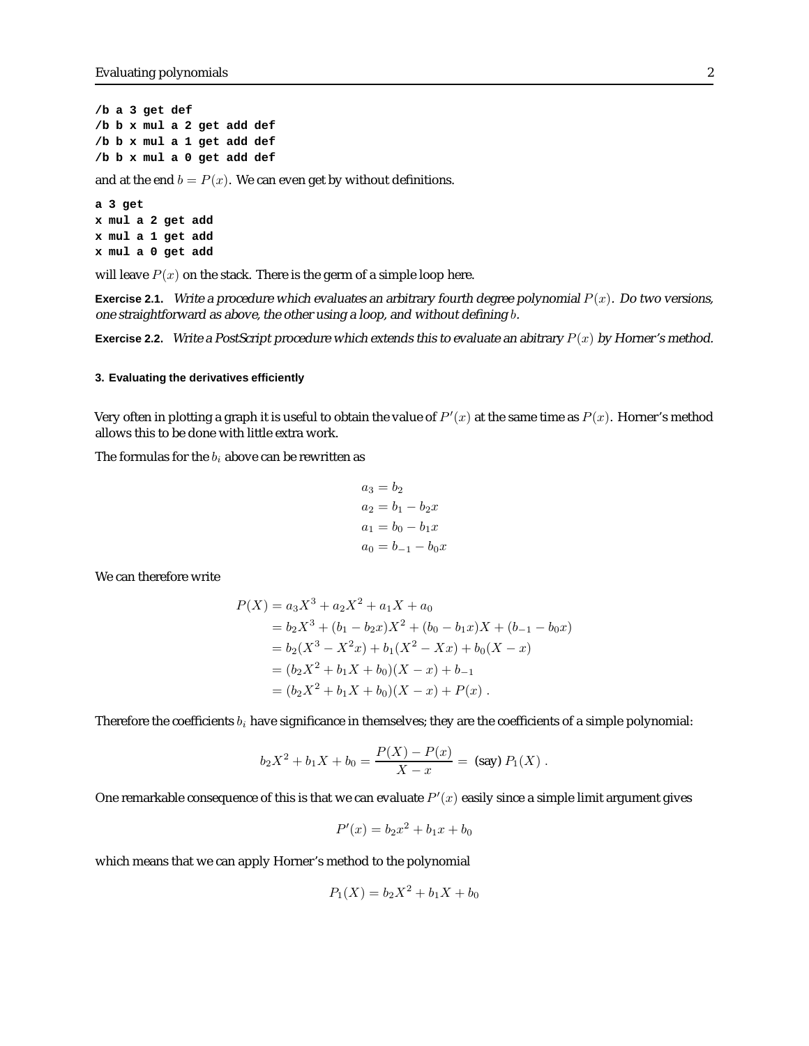```
/b a 3 get def
/b b x mul a 2 get add def
/b b x mul a 1 get add def
/b b x mul a 0 get add def
```

and at the end $b = P(x)$. We can even get by without definitions.

```
a 3 get
x mul a 2 get add
x mul a 1 get add
x mul a 0 get add
```

will leave $P(x)$ on the stack. There is the germ of a simple loop here.

**Exercise 2.1.** *Write a procedure which evaluates an arbitrary fourth degree polynomial $P(x)$. Do two versions, one straightforward as above, the other using a loop, and without defining $b$.*

**Exercise 2.2.** *Write a PostScript procedure which extends this to evaluate an abitrary $P(x)$ by Horner's method.*

### 3. Evaluating the derivatives efficiently

Very often in plotting a graph it is useful to obtain the value of $P'(x)$ at the same time as $P(x)$. Horner's method allows this to be done with little extra work.

The formulas for the $b_i$ above can be rewritten as

$$
\begin{aligned}
a_3 &= b_2 \\
a_2 &= b_1 - b_2 x \\
a_1 &= b_0 - b_1 x \\
a_0 &= b_{-1} - b_0 x
\end{aligned}
$$

We can therefore write

$$
\begin{aligned}
P(X) &= a_3 X^3 + a_2 X^2 + a_1 X + a_0 \\
&= b_2 X^3 + (b_1 - b_2 x) X^2 + (b_0 - b_1 x) X + (b_{-1} - b_0 x) \\
&= b_2 (X^3 - X^2 x) + b_1 (X^2 - X x) + b_0 (X - x) \\
&= (b_2 X^2 + b_1 X + b_0)(X - x) + b_{-1} \\
&= (b_2 X^2 + b_1 X + b_0)(X - x) + P(x)\ .
\end{aligned}
$$

Therefore the coefficients $b_i$ have significance in themselves; they are the coefficients of a simple polynomial:

$$
b_2 X^2 + b_1 X + b_0 = \frac{P(X) - P(x)}{X - x} = \text{(say) } P_1(X)\ .
$$

One remarkable consequence of this is that we can evaluate $P'(x)$ easily since a simple limit argument gives

$$
P'(x) = b_2 x^2 + b_1 x + b_0
$$

which means that we can apply Horner's method to the polynomial

$$
P_1(X) = b_2 X^2 + b_1 X + b_0
$$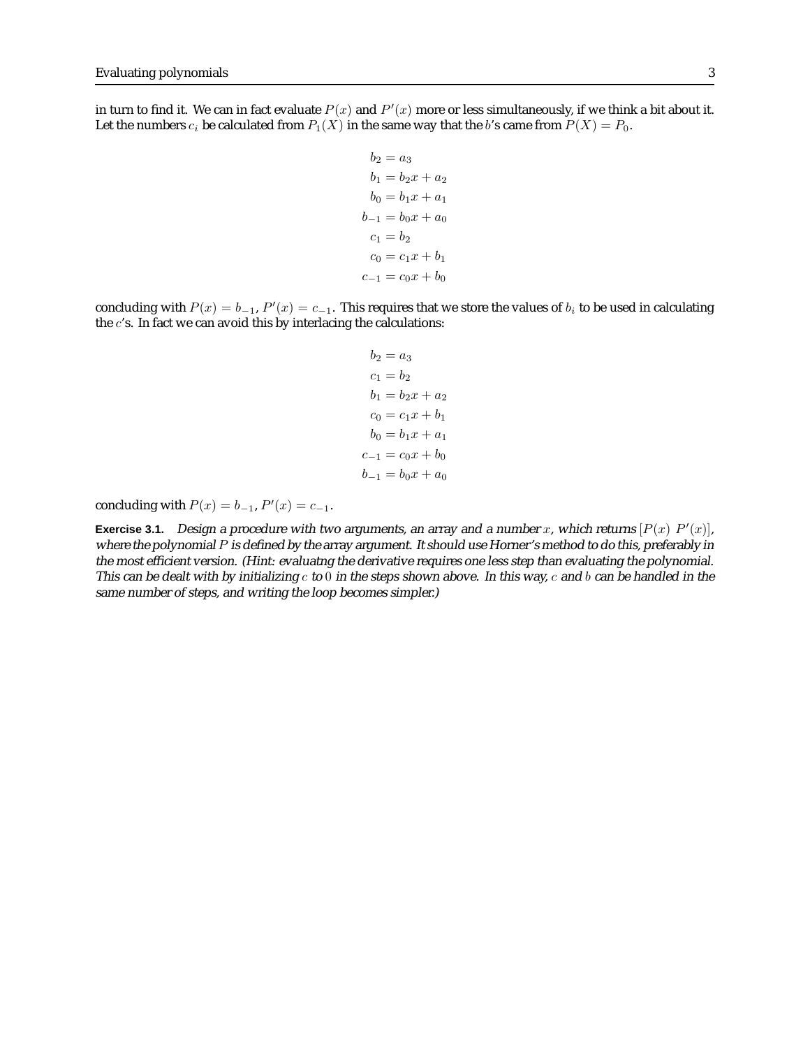in turn to find it. We can in fact evaluate $P(x)$ and $P'(x)$ more or less simultaneously, if we think a bit about it. Let the numbers $c_i$ be calculated from $P_1(X)$ in the same way that the $b$'s came from $P(X) = P_0$.

$$
\begin{aligned}
b_2 &= a_3 \\
b_1 &= b_2 x + a_2 \\
b_0 &= b_1 x + a_1 \\
b_{-1} &= b_0 x + a_0 \\
c_1 &= b_2 \\
c_0 &= c_1 x + b_1 \\
c_{-1} &= c_0 x + b_0
\end{aligned}
$$

concluding with $P(x) = b_{-1}$, $P'(x) = c_{-1}$. This requires that we store the values of $b_i$ to be used in calculating the $c$'s. In fact we can avoid this by interlacing the calculations:

$$
\begin{aligned}
b_2 &= a_3 \\
c_1 &= b_2 \\
b_1 &= b_2 x + a_2 \\
c_0 &= c_1 x + b_1 \\
b_0 &= b_1 x + a_1 \\
c_{-1} &= c_0 x + b_0 \\
b_{-1} &= b_0 x + a_0
\end{aligned}
$$

concluding with $P(x) = b_{-1}$, $P'(x) = c_{-1}$.

**Exercise 3.1.** *Design a procedure with two arguments, an array and a number $x$, which returns $[P(x)\ P'(x)]$, where the polynomial $P$ is defined by the array argument. It should use Horner's method to do this, preferably in the most efficient version. (Hint: evaluatng the derivative requires one less step than evaluating the polynomial. This can be dealt with by initializing $c$ to $0$ in the steps shown above. In this way, $c$ and $b$ can be handled in the same number of steps, and writing the loop becomes simpler.)*